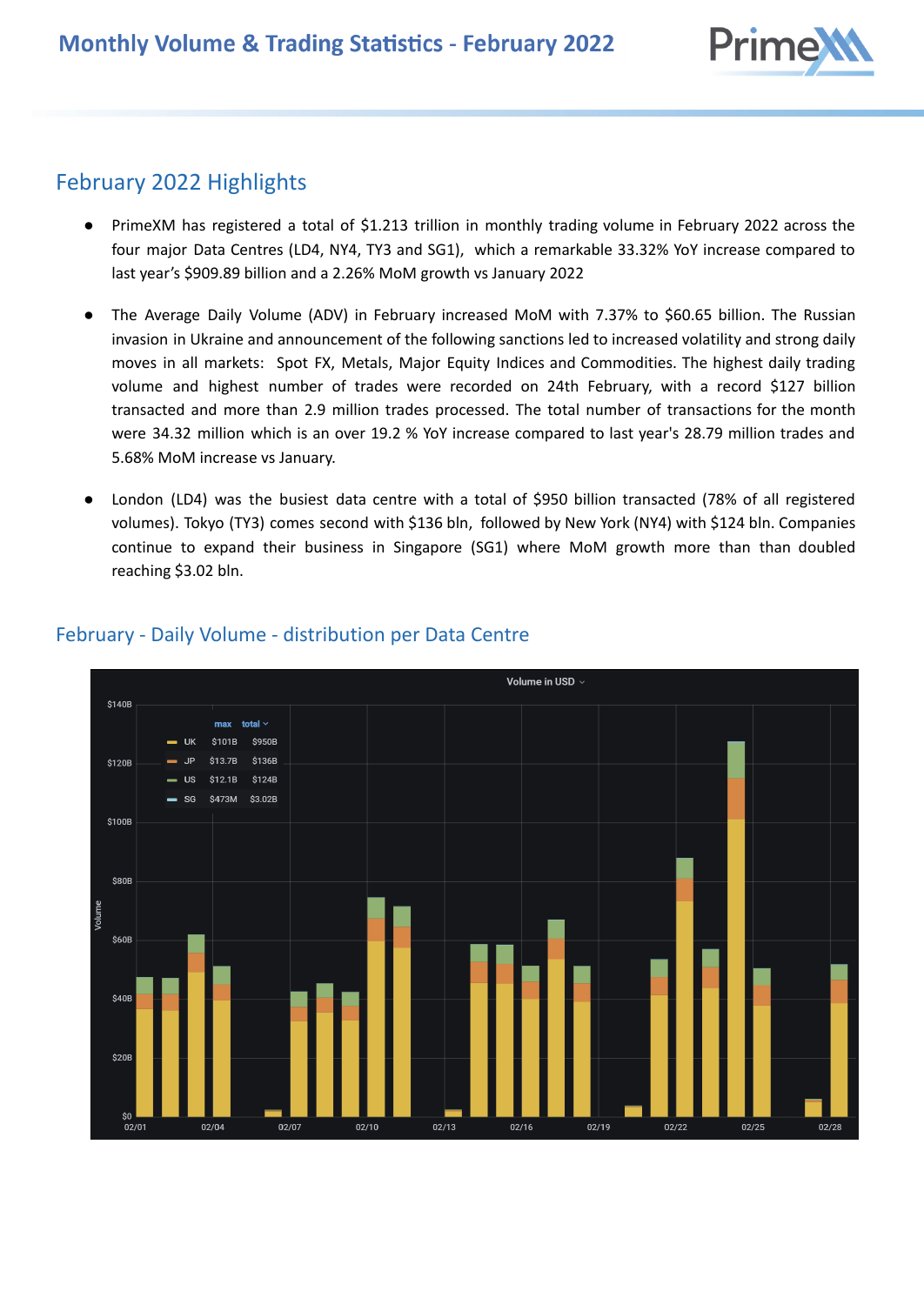# Monthly Volume & Trading Statistics - February 2022

## February 2022 Highlights

- PrimeXM has registered a total of $1.213 trillion in monthly trading volume in February 2022 across the four major Data Centres (LD4, NY4, TY3 and SG1), which a remarkable 33.32% YoY increase compared to last year's $909.89 billion and a 2.26% MoM growth vs January 2022
- The Average Daily Volume (ADV) in February increased MoM with 7.37% to $60.65 billion. The Russian invasion in Ukraine and announcement of the following sanctions led to increased volatility and strong daily moves in all markets: Spot FX, Metals, Major Equity Indices and Commodities. The highest daily trading volume and highest number of trades were recorded on 24th February, with a record $127 billion transacted and more than 2.9 million trades processed. The total number of transactions for the month were 34.32 million which is an over 19.2 % YoY increase compared to last year's 28.79 million trades and 5.68% MoM increase vs January.
- London (LD4) was the busiest data centre with a total of $950 billion transacted (78% of all registered volumes). Tokyo (TY3) comes second with $136 bln, followed by New York (NY4) with $124 bln. Companies continue to expand their business in Singapore (SG1) where MoM growth more than than doubled reaching $3.02 bln.

## February - Daily Volume - distribution per Data Centre

Volume in USD

| | max | total |
|---|---|---|
| UK | $101B | $950B |
| JP | $13.7B | $136B |
| US | $12.1B | $124B |
| SG | $473M | $3.02B |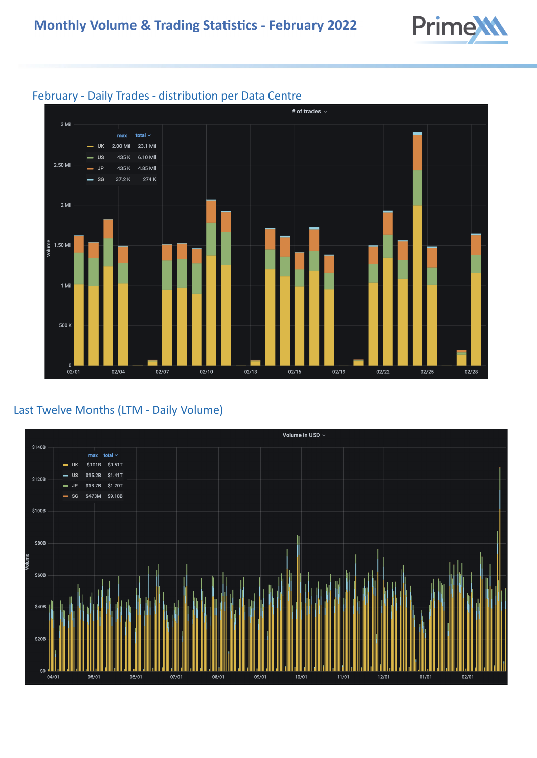# Monthly Volume & Trading Statistics - February 2022

## February - Daily Trades - distribution per Data Centre

# of trades

| | max | total |
|---|---|---|
| UK | 2.00 Mil | 23.1 Mil |
| US | 435 K | 6.10 Mil |
| JP | 435 K | 4.85 Mil |
| SG | 37.2 K | 274 K |

## Last Twelve Months (LTM - Daily Volume)

Volume in USD

| | max | total |
|---|---|---|
| UK | $101B | $9.51T |
| US | $15.2B | $1.41T |
| JP | $13.7B | $1.20T |
| SG | $473M | $9.18B |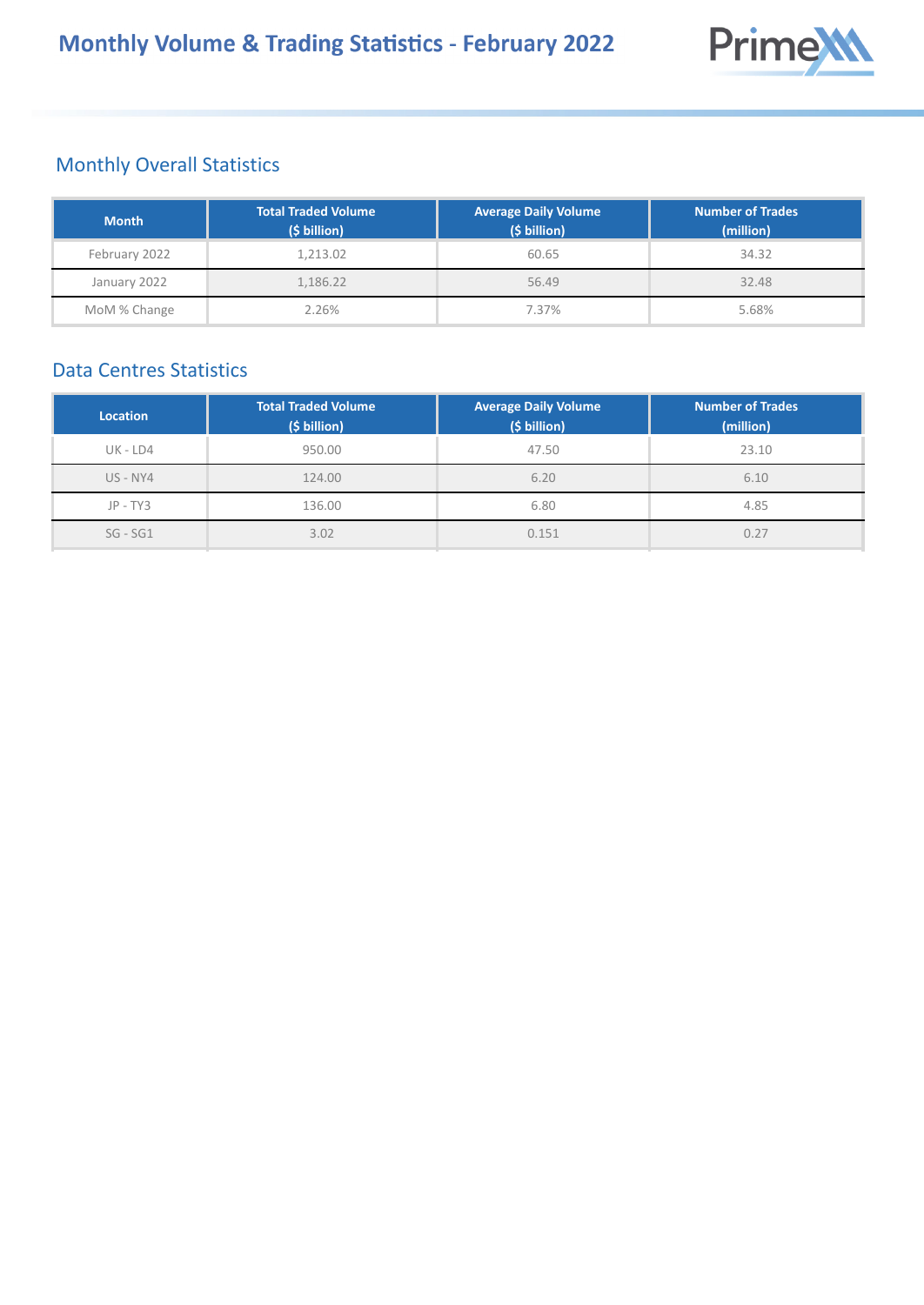# Monthly Volume & Trading Statistics - February 2022

## Monthly Overall Statistics

| Month | Total Traded Volume ($ billion) | Average Daily Volume ($ billion) | Number of Trades (million) |
|---|---|---|---|
| February 2022 | 1,213.02 | 60.65 | 34.32 |
| January 2022 | 1,186.22 | 56.49 | 32.48 |
| MoM % Change | 2.26% | 7.37% | 5.68% |

## Data Centres Statistics

| Location | Total Traded Volume ($ billion) | Average Daily Volume ($ billion) | Number of Trades (million) |
|---|---|---|---|
| UK - LD4 | 950.00 | 47.50 | 23.10 |
| US - NY4 | 124.00 | 6.20 | 6.10 |
| JP - TY3 | 136.00 | 6.80 | 4.85 |
| SG - SG1 | 3.02 | 0.151 | 0.27 |